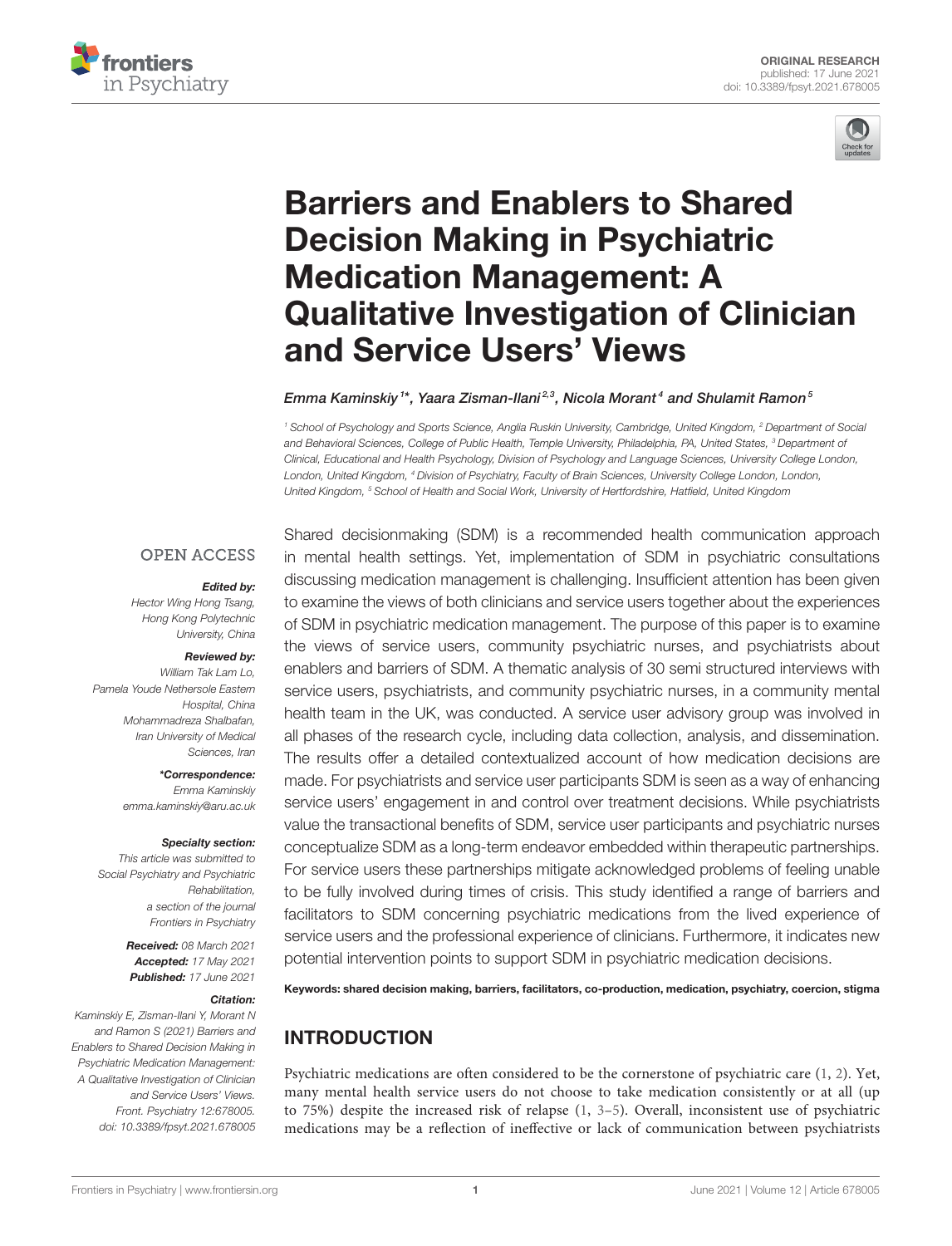ORIGINAL RESEARCH
published: 17 June 2021
doi: 10.3389/fpsyt.2021.678005

# Barriers and Enablers to Shared Decision Making in Psychiatric Medication Management: A Qualitative Investigation of Clinician and Service Users' Views

*Emma Kaminskiy[1]*, Yaara Zisman-Ilani[2,3], Nicola Morant[4] and Shulamit Ramon[5]*

[1] School of Psychology and Sports Science, Anglia Ruskin University, Cambridge, United Kingdom, [2] Department of Social and Behavioral Sciences, College of Public Health, Temple University, Philadelphia, PA, United States, [3] Department of Clinical, Educational and Health Psychology, Division of Psychology and Language Sciences, University College London, London, United Kingdom, [4] Division of Psychiatry, Faculty of Brain Sciences, University College London, London, United Kingdom, [5] School of Health and Social Work, University of Hertfordshire, Hatfield, United Kingdom

OPEN ACCESS

***Edited by:***
Hector Wing Hong Tsang,
Hong Kong Polytechnic University, China

***Reviewed by:***
William Tak Lam Lo,
Pamela Youde Nethersole Eastern Hospital, China
Mohammadreza Shalbafan,
Iran University of Medical Sciences, Iran

***\*Correspondence:***
Emma Kaminskiy
emma.kaminskiy@aru.ac.uk

***Specialty section:***
This article was submitted to Social Psychiatry and Psychiatric Rehabilitation, a section of the journal Frontiers in Psychiatry

***Received:*** 08 March 2021
***Accepted:*** 17 May 2021
***Published:*** 17 June 2021

***Citation:***
Kaminskiy E, Zisman-Ilani Y, Morant N and Ramon S (2021) Barriers and Enablers to Shared Decision Making in Psychiatric Medication Management: A Qualitative Investigation of Clinician and Service Users' Views. Front. Psychiatry 12:678005. doi: 10.3389/fpsyt.2021.678005

Shared decisionmaking (SDM) is a recommended health communication approach in mental health settings. Yet, implementation of SDM in psychiatric consultations discussing medication management is challenging. Insufficient attention has been given to examine the views of both clinicians and service users together about the experiences of SDM in psychiatric medication management. The purpose of this paper is to examine the views of service users, community psychiatric nurses, and psychiatrists about enablers and barriers of SDM. A thematic analysis of 30 semi structured interviews with service users, psychiatrists, and community psychiatric nurses, in a community mental health team in the UK, was conducted. A service user advisory group was involved in all phases of the research cycle, including data collection, analysis, and dissemination. The results offer a detailed contextualized account of how medication decisions are made. For psychiatrists and service user participants SDM is seen as a way of enhancing service users' engagement in and control over treatment decisions. While psychiatrists value the transactional benefits of SDM, service user participants and psychiatric nurses conceptualize SDM as a long-term endeavor embedded within therapeutic partnerships. For service users these partnerships mitigate acknowledged problems of feeling unable to be fully involved during times of crisis. This study identified a range of barriers and facilitators to SDM concerning psychiatric medications from the lived experience of service users and the professional experience of clinicians. Furthermore, it indicates new potential intervention points to support SDM in psychiatric medication decisions.

**Keywords: shared decision making, barriers, facilitators, co-production, medication, psychiatry, coercion, stigma**

## INTRODUCTION

Psychiatric medications are often considered to be the cornerstone of psychiatric care (1, 2). Yet, many mental health service users do not choose to take medication consistently or at all (up to 75%) despite the increased risk of relapse (1, 3–5). Overall, inconsistent use of psychiatric medications may be a reflection of ineffective or lack of communication between psychiatrists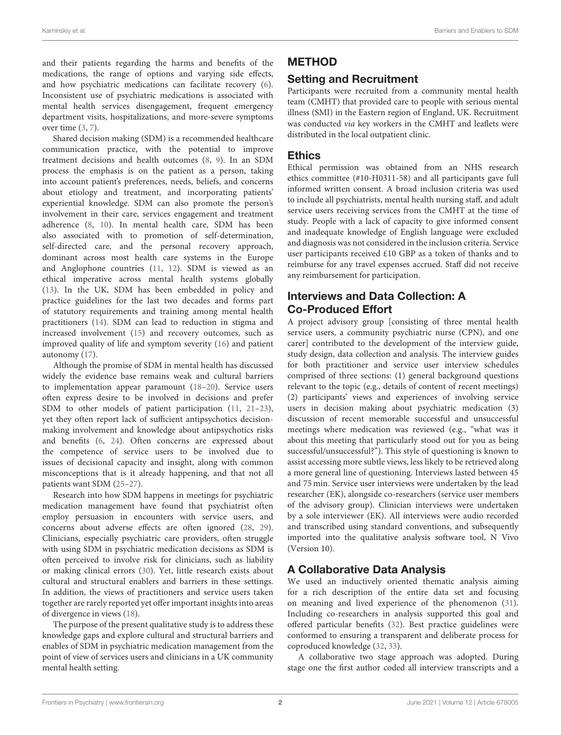and their patients regarding the harms and benefits of the medications, the range of options and varying side effects, and how psychiatric medications can facilitate recovery (6). Inconsistent use of psychiatric medications is associated with mental health services disengagement, frequent emergency department visits, hospitalizations, and more-severe symptoms over time (3, 7).

Shared decision making (SDM) is a recommended healthcare communication practice, with the potential to improve treatment decisions and health outcomes (8, 9). In an SDM process the emphasis is on the patient as a person, taking into account patient's preferences, needs, beliefs, and concerns about etiology and treatment, and incorporating patients' experiential knowledge. SDM can also promote the person's involvement in their care, services engagement and treatment adherence (8, 10). In mental health care, SDM has been also associated with to promotion of self-determination, self-directed care, and the personal recovery approach, dominant across most health care systems in the Europe and Anglophone countries (11, 12). SDM is viewed as an ethical imperative across mental health systems globally (13). In the UK, SDM has been embedded in policy and practice guidelines for the last two decades and forms part of statutory requirements and training among mental health practitioners (14). SDM can lead to reduction in stigma and increased involvement (15) and recovery outcomes, such as improved quality of life and symptom severity (16) and patient autonomy (17).

Although the promise of SDM in mental health has discussed widely the evidence base remains weak and cultural barriers to implementation appear paramount (18–20). Service users often express desire to be involved in decisions and prefer SDM to other models of patient participation (11, 21–23), yet they often report lack of sufficient antipsychotics decision-making involvement and knowledge about antipsychotics risks and benefits (6, 24). Often concerns are expressed about the competence of service users to be involved due to issues of decisional capacity and insight, along with common misconceptions that is it already happening, and that not all patients want SDM (25–27).

Research into how SDM happens in meetings for psychiatric medication management have found that psychiatrist often employ persuasion in encounters with service users, and concerns about adverse effects are often ignored (28, 29). Clinicians, especially psychiatric care providers, often struggle with using SDM in psychiatric medication decisions as SDM is often perceived to involve risk for clinicians, such as liability or making clinical errors (30). Yet, little research exists about cultural and structural enablers and barriers in these settings. In addition, the views of practitioners and service users taken together are rarely reported yet offer important insights into areas of divergence in views (18).

The purpose of the present qualitative study is to address these knowledge gaps and explore cultural and structural barriers and enables of SDM in psychiatric medication management from the point of view of services users and clinicians in a UK community mental health setting.

# METHOD

## Setting and Recruitment

Participants were recruited from a community mental health team (CMHT) that provided care to people with serious mental illness (SMI) in the Eastern region of England, UK. Recruitment was conducted *via* key workers in the CMHT and leaflets were distributed in the local outpatient clinic.

## Ethics

Ethical permission was obtained from an NHS research ethics committee (#10-H0311-58) and all participants gave full informed written consent. A broad inclusion criteria was used to include all psychiatrists, mental health nursing staff, and adult service users receiving services from the CMHT at the time of study. People with a lack of capacity to give informed consent and inadequate knowledge of English language were excluded and diagnosis was not considered in the inclusion criteria. Service user participants received £10 GBP as a token of thanks and to reimburse for any travel expenses accrued. Staff did not receive any reimbursement for participation.

## Interviews and Data Collection: A Co-Produced Effort

A project advisory group [consisting of three mental health service users, a community psychiatric nurse (CPN), and one carer] contributed to the development of the interview guide, study design, data collection and analysis. The interview guides for both practitioner and service user interview schedules comprised of three sections: (1) general background questions relevant to the topic (e.g., details of content of recent meetings) (2) participants' views and experiences of involving service users in decision making about psychiatric medication (3) discussion of recent memorable successful and unsuccessful meetings where medication was reviewed (e.g., "what was it about this meeting that particularly stood out for you as being successful/unsuccessful?"). This style of questioning is known to assist accessing more subtle views, less likely to be retrieved along a more general line of questioning. Interviews lasted between 45 and 75 min. Service user interviews were undertaken by the lead researcher (EK), alongside co-researchers (service user members of the advisory group). Clinician interviews were undertaken by a sole interviewer (EK). All interviews were audio recorded and transcribed using standard conventions, and subsequently imported into the qualitative analysis software tool, N Vivo (Version 10).

## A Collaborative Data Analysis

We used an inductively oriented thematic analysis aiming for a rich description of the entire data set and focusing on meaning and lived experience of the phenomenon (31). Including co-researchers in analysis supported this goal and offered particular benefits (32). Best practice guidelines were conformed to ensuring a transparent and deliberate process for coproduced knowledge (32, 33).

A collaborative two stage approach was adopted. During stage one the first author coded all interview transcripts and a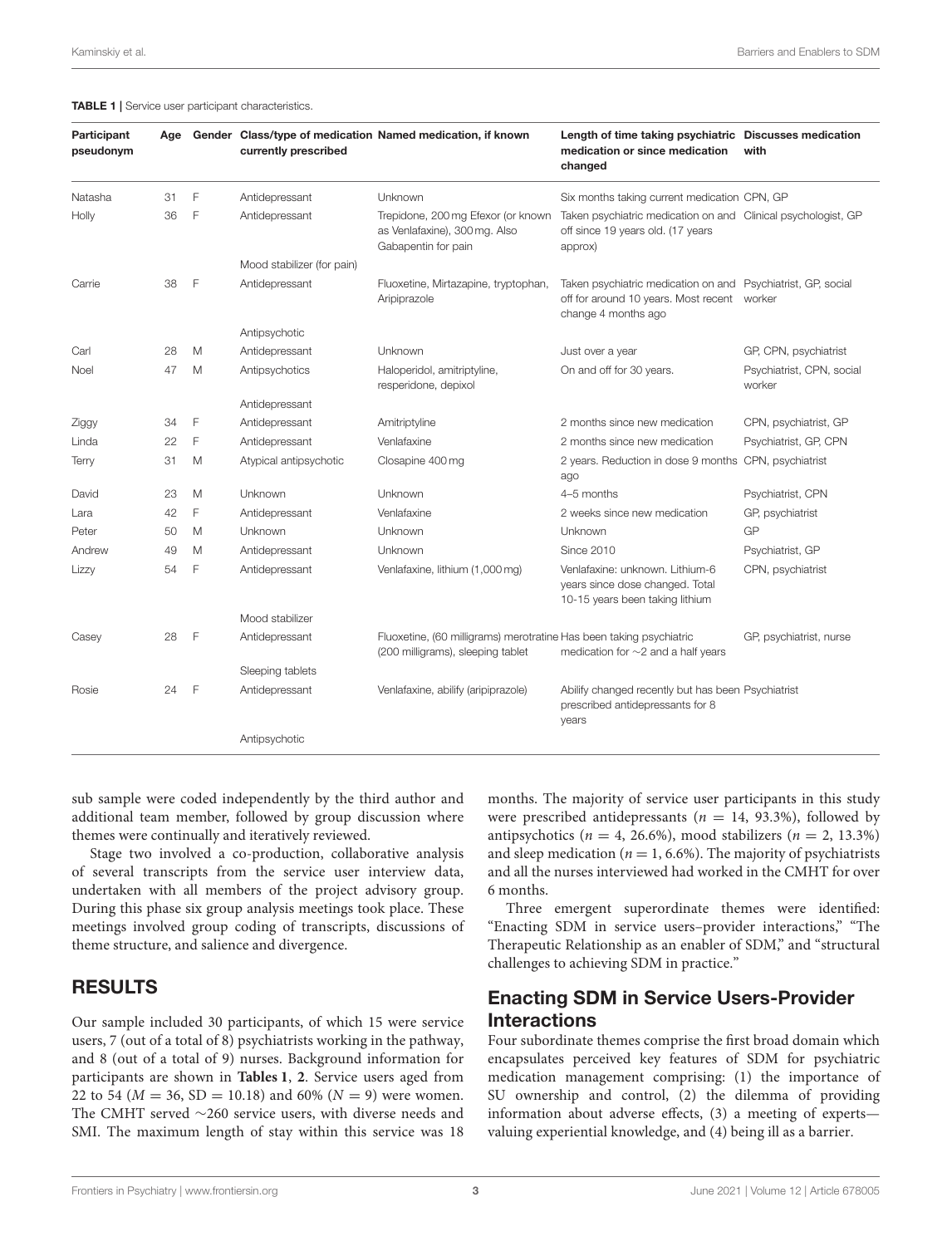**TABLE 1 |** Service user participant characteristics.

| Participant pseudonym | Age | Gender | Class/type of medication currently prescribed | Named medication, if known | Length of time taking psychiatric medication or since medication changed | Discusses medication with |
|---|---|---|---|---|---|---|
| Natasha | 31 | F | Antidepressant | Unknown | Six months taking current medication | CPN, GP |
| Holly | 36 | F | Antidepressant | Trepidone, 200 mg Efexor (or known as Venlafaxine), 300 mg. Also Gabapentin for pain | Taken psychiatric medication on and off since 19 years old. (17 years approx) | Clinical psychologist, GP |
| | | | Mood stabilizer (for pain) | | | |
| Carrie | 38 | F | Antidepressant | Fluoxetine, Mirtazapine, tryptophan, Aripiprazole | Taken psychiatric medication on and off for around 10 years. Most recent change 4 months ago | Psychiatrist, GP, social worker |
| | | | Antipsychotic | | | |
| Carl | 28 | M | Antidepressant | Unknown | Just over a year | GP, CPN, psychiatrist |
| Noel | 47 | M | Antipsychotics | Haloperidol, amitriptyline, resperidone, depixol | On and off for 30 years. | Psychiatrist, CPN, social worker |
| | | | Antidepressant | | | |
| Ziggy | 34 | F | Antidepressant | Amitriptyline | 2 months since new medication | CPN, psychiatrist, GP |
| Linda | 22 | F | Antidepressant | Venlafaxine | 2 months since new medication | Psychiatrist, GP, CPN |
| Terry | 31 | M | Atypical antipsychotic | Closapine 400 mg | 2 years. Reduction in dose 9 months ago | CPN, psychiatrist |
| David | 23 | M | Unknown | Unknown | 4–5 months | Psychiatrist, CPN |
| Lara | 42 | F | Antidepressant | Venlafaxine | 2 weeks since new medication | GP, psychiatrist |
| Peter | 50 | M | Unknown | Unknown | Unknown | GP |
| Andrew | 49 | M | Antidepressant | Unknown | Since 2010 | Psychiatrist, GP |
| Lizzy | 54 | F | Antidepressant | Venlafaxine, lithium (1,000 mg) | Venlafaxine: unknown. Lithium-6 years since dose changed. Total 10-15 years been taking lithium | CPN, psychiatrist |
| | | | Mood stabilizer | | | |
| Casey | 28 | F | Antidepressant | Fluoxetine, (60 milligrams) merotratine (200 milligrams), sleeping tablet | Has been taking psychiatric medication for ∼2 and a half years | GP, psychiatrist, nurse |
| | | | Sleeping tablets | | | |
| Rosie | 24 | F | Antidepressant | Venlafaxine, abilify (aripiprazole) | Abilify changed recently but has been prescribed antidepressants for 8 years | Psychiatrist |
| | | | Antipsychotic | | | |

sub sample were coded independently by the third author and additional team member, followed by group discussion where themes were continually and iteratively reviewed.

Stage two involved a co-production, collaborative analysis of several transcripts from the service user interview data, undertaken with all members of the project advisory group. During this phase six group analysis meetings took place. These meetings involved group coding of transcripts, discussions of theme structure, and salience and divergence.

## RESULTS

Our sample included 30 participants, of which 15 were service users, 7 (out of a total of 8) psychiatrists working in the pathway, and 8 (out of a total of 9) nurses. Background information for participants are shown in **Tables 1**, **2**. Service users aged from 22 to 54 ($M = 36$, $SD = 10.18$) and 60% ($N = 9$) were women. The CMHT served ∼260 service users, with diverse needs and SMI. The maximum length of stay within this service was 18 months. The majority of service user participants in this study were prescribed antidepressants ($n = 14$, 93.3%), followed by antipsychotics ($n = 4$, 26.6%), mood stabilizers ($n = 2$, 13.3%) and sleep medication ($n = 1$, 6.6%). The majority of psychiatrists and all the nurses interviewed had worked in the CMHT for over 6 months.

Three emergent superordinate themes were identified: "Enacting SDM in service users–provider interactions," "The Therapeutic Relationship as an enabler of SDM," and "structural challenges to achieving SDM in practice."

## Enacting SDM in Service Users-Provider Interactions

Four subordinate themes comprise the first broad domain which encapsulates perceived key features of SDM for psychiatric medication management comprising: (1) the importance of SU ownership and control, (2) the dilemma of providing information about adverse effects, (3) a meeting of experts—valuing experiential knowledge, and (4) being ill as a barrier.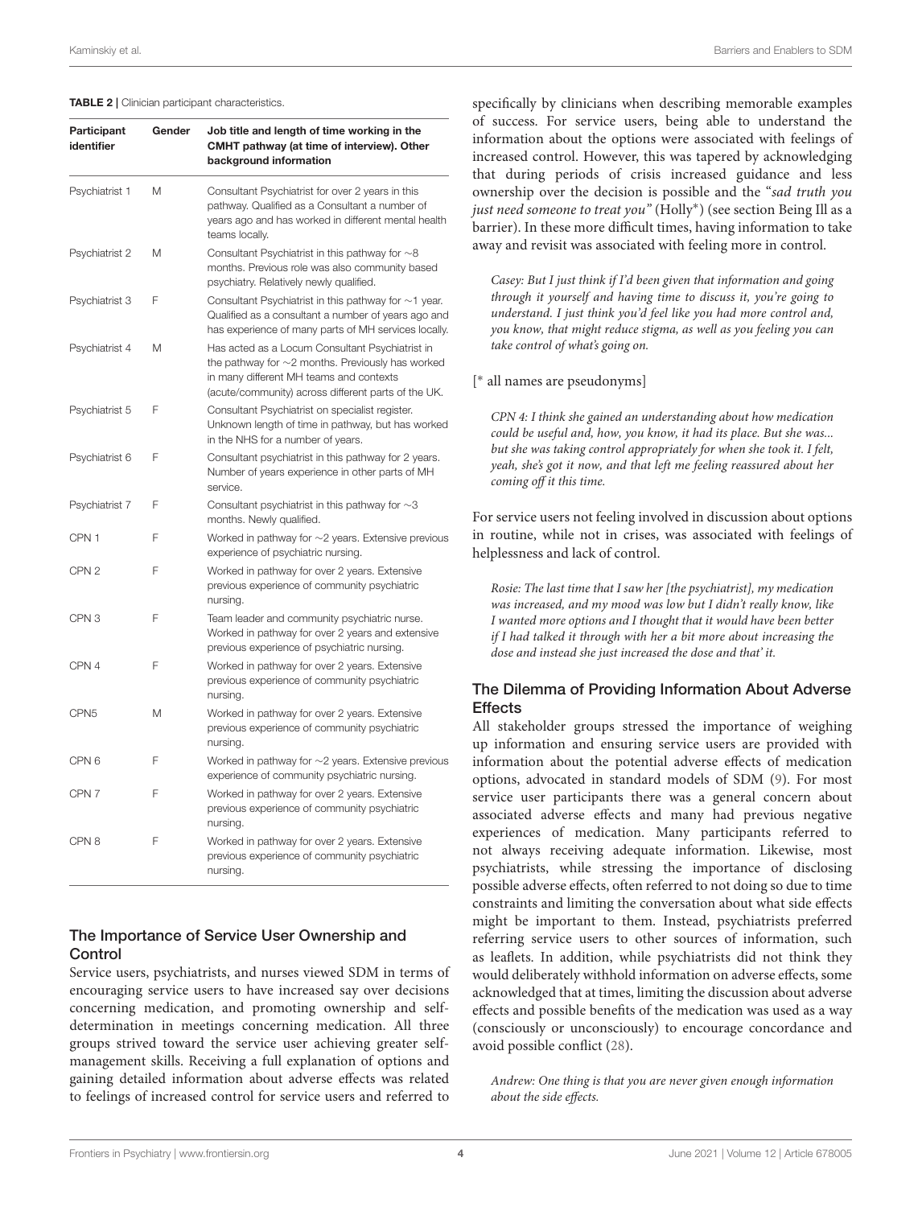**TABLE 2** | Clinician participant characteristics.

| Participant identifier | Gender | Job title and length of time working in the CMHT pathway (at time of interview). Other background information |
|---|---|---|
| Psychiatrist 1 | M | Consultant Psychiatrist for over 2 years in this pathway. Qualified as a Consultant a number of years ago and has worked in different mental health teams locally. |
| Psychiatrist 2 | M | Consultant Psychiatrist in this pathway for ∼8 months. Previous role was also community based psychiatry. Relatively newly qualified. |
| Psychiatrist 3 | F | Consultant Psychiatrist in this pathway for ∼1 year. Qualified as a consultant a number of years ago and has experience of many parts of MH services locally. |
| Psychiatrist 4 | M | Has acted as a Locum Consultant Psychiatrist in the pathway for ∼2 months. Previously has worked in many different MH teams and contexts (acute/community) across different parts of the UK. |
| Psychiatrist 5 | F | Consultant Psychiatrist on specialist register. Unknown length of time in pathway, but has worked in the NHS for a number of years. |
| Psychiatrist 6 | F | Consultant psychiatrist in this pathway for 2 years. Number of years experience in other parts of MH service. |
| Psychiatrist 7 | F | Consultant psychiatrist in this pathway for ∼3 months. Newly qualified. |
| CPN 1 | F | Worked in pathway for ∼2 years. Extensive previous experience of psychiatric nursing. |
| CPN 2 | F | Worked in pathway for over 2 years. Extensive previous experience of community psychiatric nursing. |
| CPN 3 | F | Team leader and community psychiatric nurse. Worked in pathway for over 2 years and extensive previous experience of psychiatric nursing. |
| CPN 4 | F | Worked in pathway for over 2 years. Extensive previous experience of community psychiatric nursing. |
| CPN5 | M | Worked in pathway for over 2 years. Extensive previous experience of community psychiatric nursing. |
| CPN 6 | F | Worked in pathway for ∼2 years. Extensive previous experience of community psychiatric nursing. |
| CPN 7 | F | Worked in pathway for over 2 years. Extensive previous experience of community psychiatric nursing. |
| CPN 8 | F | Worked in pathway for over 2 years. Extensive previous experience of community psychiatric nursing. |

### The Importance of Service User Ownership and Control

Service users, psychiatrists, and nurses viewed SDM in terms of encouraging service users to have increased say over decisions concerning medication, and promoting ownership and self-determination in meetings concerning medication. All three groups strived toward the service user achieving greater self-management skills. Receiving a full explanation of options and gaining detailed information about adverse effects was related to feelings of increased control for service users and referred to specifically by clinicians when describing memorable examples of success. For service users, being able to understand the information about the options were associated with feelings of increased control. However, this was tapered by acknowledging that during periods of crisis increased guidance and less ownership over the decision is possible and the "*sad truth you just need someone to treat you*" (Holly*) (see section Being Ill as a barrier). In these more difficult times, having information to take away and revisit was associated with feeling more in control.

> *Casey: But I just think if I'd been given that information and going through it yourself and having time to discuss it, you're going to understand. I just think you'd feel like you had more control and, you know, that might reduce stigma, as well as you feeling you can take control of what's going on.*

[* all names are pseudonyms]

> *CPN 4: I think she gained an understanding about how medication could be useful and, how, you know, it had its place. But she was... but she was taking control appropriately for when she took it. I felt, yeah, she's got it now, and that left me feeling reassured about her coming off it this time.*

For service users not feeling involved in discussion about options in routine, while not in crises, was associated with feelings of helplessness and lack of control.

> *Rosie: The last time that I saw her [the psychiatrist], my medication was increased, and my mood was low but I didn't really know, like I wanted more options and I thought that it would have been better if I had talked it through with her a bit more about increasing the dose and instead she just increased the dose and that' it.*

### The Dilemma of Providing Information About Adverse Effects

All stakeholder groups stressed the importance of weighing up information and ensuring service users are provided with information about the potential adverse effects of medication options, advocated in standard models of SDM (9). For most service user participants there was a general concern about associated adverse effects and many had previous negative experiences of medication. Many participants referred to not always receiving adequate information. Likewise, most psychiatrists, while stressing the importance of disclosing possible adverse effects, often referred to not doing so due to time constraints and limiting the conversation about what side effects might be important to them. Instead, psychiatrists preferred referring service users to other sources of information, such as leaflets. In addition, while psychiatrists did not think they would deliberately withhold information on adverse effects, some acknowledged that at times, limiting the discussion about adverse effects and possible benefits of the medication was used as a way (consciously or unconsciously) to encourage concordance and avoid possible conflict (28).

> *Andrew: One thing is that you are never given enough information about the side effects.*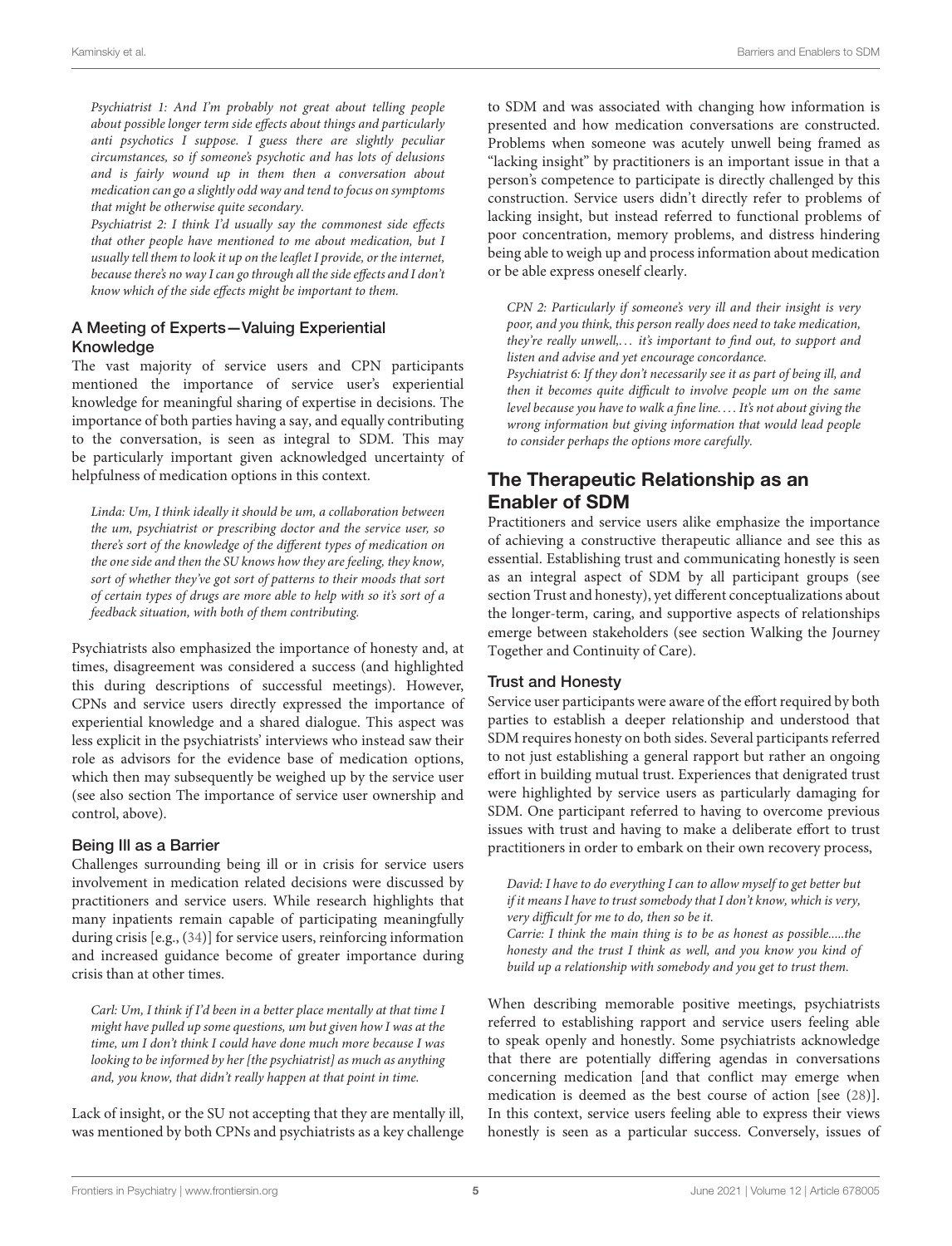*Psychiatrist 1: And I'm probably not great about telling people about possible longer term side effects about things and particularly anti psychotics I suppose. I guess there are slightly peculiar circumstances, so if someone's psychotic and has lots of delusions and is fairly wound up in them then a conversation about medication can go a slightly odd way and tend to focus on symptoms that might be otherwise quite secondary.*

*Psychiatrist 2: I think I'd usually say the commonest side effects that other people have mentioned to me about medication, but I usually tell them to look it up on the leaflet I provide, or the internet, because there's no way I can go through all the side effects and I don't know which of the side effects might be important to them.*

### A Meeting of Experts—Valuing Experiential Knowledge

The vast majority of service users and CPN participants mentioned the importance of service user's experiential knowledge for meaningful sharing of expertise in decisions. The importance of both parties having a say, and equally contributing to the conversation, is seen as integral to SDM. This may be particularly important given acknowledged uncertainty of helpfulness of medication options in this context.

*Linda: Um, I think ideally it should be um, a collaboration between the um, psychiatrist or prescribing doctor and the service user, so there's sort of the knowledge of the different types of medication on the one side and then the SU knows how they are feeling, they know, sort of whether they've got sort of patterns to their moods that sort of certain types of drugs are more able to help with so it's sort of a feedback situation, with both of them contributing.*

Psychiatrists also emphasized the importance of honesty and, at times, disagreement was considered a success (and highlighted this during descriptions of successful meetings). However, CPNs and service users directly expressed the importance of experiential knowledge and a shared dialogue. This aspect was less explicit in the psychiatrists' interviews who instead saw their role as advisors for the evidence base of medication options, which then may subsequently be weighed up by the service user (see also section The importance of service user ownership and control, above).

### Being Ill as a Barrier

Challenges surrounding being ill or in crisis for service users involvement in medication related decisions were discussed by practitioners and service users. While research highlights that many inpatients remain capable of participating meaningfully during crisis [e.g., (34)] for service users, reinforcing information and increased guidance become of greater importance during crisis than at other times.

*Carl: Um, I think if I'd been in a better place mentally at that time I might have pulled up some questions, um but given how I was at the time, um I don't think I could have done much more because I was looking to be informed by her [the psychiatrist] as much as anything and, you know, that didn't really happen at that point in time.*

Lack of insight, or the SU not accepting that they are mentally ill, was mentioned by both CPNs and psychiatrists as a key challenge to SDM and was associated with changing how information is presented and how medication conversations are constructed. Problems when someone was acutely unwell being framed as "lacking insight" by practitioners is an important issue in that a person's competence to participate is directly challenged by this construction. Service users didn't directly refer to problems of lacking insight, but instead referred to functional problems of poor concentration, memory problems, and distress hindering being able to weigh up and process information about medication or be able express oneself clearly.

*CPN 2: Particularly if someone's very ill and their insight is very poor, and you think, this person really does need to take medication, they're really unwell,… it's important to find out, to support and listen and advise and yet encourage concordance.*

*Psychiatrist 6: If they don't necessarily see it as part of being ill, and then it becomes quite difficult to involve people um on the same level because you have to walk a fine line. … It's not about giving the wrong information but giving information that would lead people to consider perhaps the options more carefully.*

## The Therapeutic Relationship as an Enabler of SDM

Practitioners and service users alike emphasize the importance of achieving a constructive therapeutic alliance and see this as essential. Establishing trust and communicating honestly is seen as an integral aspect of SDM by all participant groups (see section Trust and honesty), yet different conceptualizations about the longer-term, caring, and supportive aspects of relationships emerge between stakeholders (see section Walking the Journey Together and Continuity of Care).

### Trust and Honesty

Service user participants were aware of the effort required by both parties to establish a deeper relationship and understood that SDM requires honesty on both sides. Several participants referred to not just establishing a general rapport but rather an ongoing effort in building mutual trust. Experiences that denigrated trust were highlighted by service users as particularly damaging for SDM. One participant referred to having to overcome previous issues with trust and having to make a deliberate effort to trust practitioners in order to embark on their own recovery process,

*David: I have to do everything I can to allow myself to get better but if it means I have to trust somebody that I don't know, which is very, very difficult for me to do, then so be it.*

*Carrie: I think the main thing is to be as honest as possible.....the honesty and the trust I think as well, and you know you kind of build up a relationship with somebody and you get to trust them.*

When describing memorable positive meetings, psychiatrists referred to establishing rapport and service users feeling able to speak openly and honestly. Some psychiatrists acknowledge that there are potentially differing agendas in conversations concerning medication [and that conflict may emerge when medication is deemed as the best course of action [see (28)]. In this context, service users feeling able to express their views honestly is seen as a particular success. Conversely, issues of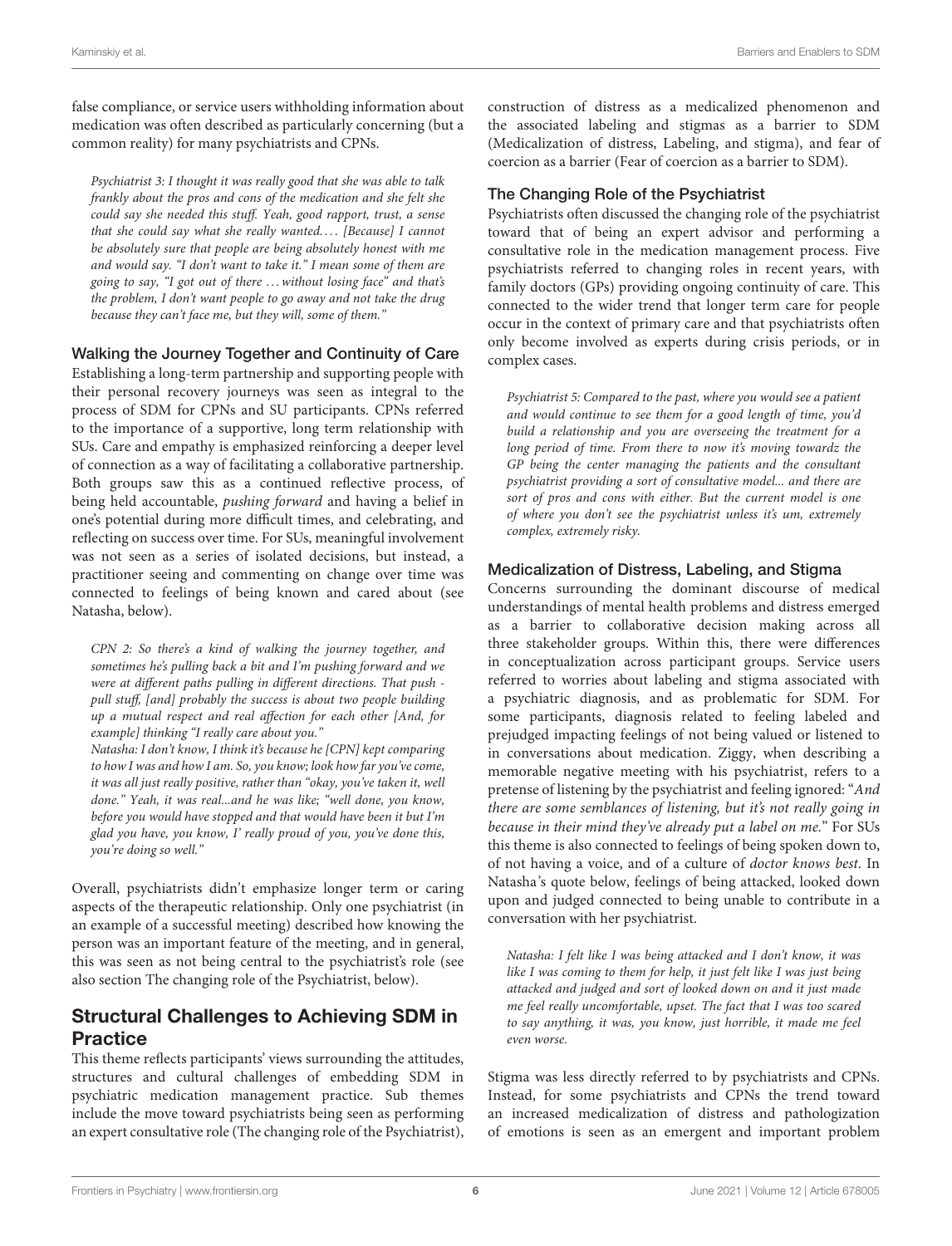false compliance, or service users withholding information about medication was often described as particularly concerning (but a common reality) for many psychiatrists and CPNs.

> *Psychiatrist 3: I thought it was really good that she was able to talk frankly about the pros and cons of the medication and she felt she could say she needed this stuff. Yeah, good rapport, trust, a sense that she could say what she really wanted.... [Because] I cannot be absolutely sure that people are being absolutely honest with me and would say. "I don't want to take it." I mean some of them are going to say, "I got out of there ...without losing face" and that's the problem, I don't want people to go away and not take the drug because they can't face me, but they will, some of them."*

### Walking the Journey Together and Continuity of Care

Establishing a long-term partnership and supporting people with their personal recovery journeys was seen as integral to the process of SDM for CPNs and SU participants. CPNs referred to the importance of a supportive, long term relationship with SUs. Care and empathy is emphasized reinforcing a deeper level of connection as a way of facilitating a collaborative partnership. Both groups saw this as a continued reflective process, of being held accountable, *pushing forward* and having a belief in one's potential during more difficult times, and celebrating, and reflecting on success over time. For SUs, meaningful involvement was not seen as a series of isolated decisions, but instead, a practitioner seeing and commenting on change over time was connected to feelings of being known and cared about (see Natasha, below).

> *CPN 2: So there's a kind of walking the journey together, and sometimes he's pulling back a bit and I'm pushing forward and we were at different paths pulling in different directions. That push - pull stuff, [and] probably the success is about two people building up a mutual respect and real affection for each other [And, for example] thinking "I really care about you."*
>
> *Natasha: I don't know, I think it's because he [CPN] kept comparing to how I was and how I am. So, you know; look how far you've come, it was all just really positive, rather than "okay, you've taken it, well done." Yeah, it was real...and he was like; "well done, you know, before you would have stopped and that would have been it but I'm glad you have, you know, I' really proud of you, you've done this, you're doing so well."*

Overall, psychiatrists didn't emphasize longer term or caring aspects of the therapeutic relationship. Only one psychiatrist (in an example of a successful meeting) described how knowing the person was an important feature of the meeting, and in general, this was seen as not being central to the psychiatrist's role (see also section The changing role of the Psychiatrist, below).

## Structural Challenges to Achieving SDM in Practice

This theme reflects participants' views surrounding the attitudes, structures and cultural challenges of embedding SDM in psychiatric medication management practice. Sub themes include the move toward psychiatrists being seen as performing an expert consultative role (The changing role of the Psychiatrist), construction of distress as a medicalized phenomenon and the associated labeling and stigmas as a barrier to SDM (Medicalization of distress, Labeling, and stigma), and fear of coercion as a barrier (Fear of coercion as a barrier to SDM).

### The Changing Role of the Psychiatrist

Psychiatrists often discussed the changing role of the psychiatrist toward that of being an expert advisor and performing a consultative role in the medication management process. Five psychiatrists referred to changing roles in recent years, with family doctors (GPs) providing ongoing continuity of care. This connected to the wider trend that longer term care for people occur in the context of primary care and that psychiatrists often only become involved as experts during crisis periods, or in complex cases.

> *Psychiatrist 5: Compared to the past, where you would see a patient and would continue to see them for a good length of time, you'd build a relationship and you are overseeing the treatment for a long period of time. From there to now it's moving towardz the GP being the center managing the patients and the consultant psychiatrist providing a sort of consultative model... and there are sort of pros and cons with either. But the current model is one of where you don't see the psychiatrist unless it's um, extremely complex, extremely risky.*

### Medicalization of Distress, Labeling, and Stigma

Concerns surrounding the dominant discourse of medical understandings of mental health problems and distress emerged as a barrier to collaborative decision making across all three stakeholder groups. Within this, there were differences in conceptualization across participant groups. Service users referred to worries about labeling and stigma associated with a psychiatric diagnosis, and as problematic for SDM. For some participants, diagnosis related to feeling labeled and prejudged impacting feelings of not being valued or listened to in conversations about medication. Ziggy, when describing a memorable negative meeting with his psychiatrist, refers to a pretense of listening by the psychiatrist and feeling ignored: "*And there are some semblances of listening, but it's not really going in because in their mind they've already put a label on me.*" For SUs this theme is also connected to feelings of being spoken down to, of not having a voice, and of a culture of *doctor knows best*. In Natasha's quote below, feelings of being attacked, looked down upon and judged connected to being unable to contribute in a conversation with her psychiatrist.

> *Natasha: I felt like I was being attacked and I don't know, it was like I was coming to them for help, it just felt like I was just being attacked and judged and sort of looked down on and it just made me feel really uncomfortable, upset. The fact that I was too scared to say anything, it was, you know, just horrible, it made me feel even worse.*

Stigma was less directly referred to by psychiatrists and CPNs. Instead, for some psychiatrists and CPNs the trend toward an increased medicalization of distress and pathologization of emotions is seen as an emergent and important problem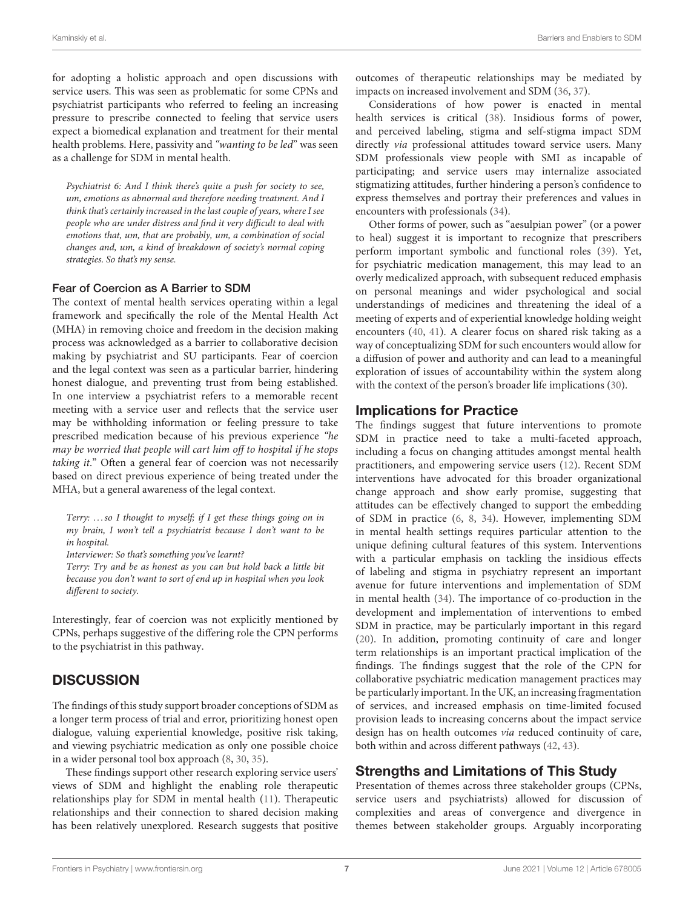for adopting a holistic approach and open discussions with service users. This was seen as problematic for some CPNs and psychiatrist participants who referred to feeling an increasing pressure to prescribe connected to feeling that service users expect a biomedical explanation and treatment for their mental health problems. Here, passivity and "*wanting to be led*" was seen as a challenge for SDM in mental health.

> *Psychiatrist 6: And I think there's quite a push for society to see, um, emotions as abnormal and therefore needing treatment. And I think that's certainly increased in the last couple of years, where I see people who are under distress and find it very difficult to deal with emotions that, um, that are probably, um, a combination of social changes and, um, a kind of breakdown of society's normal coping strategies. So that's my sense.*

### Fear of Coercion as A Barrier to SDM

The context of mental health services operating within a legal framework and specifically the role of the Mental Health Act (MHA) in removing choice and freedom in the decision making process was acknowledged as a barrier to collaborative decision making by psychiatrist and SU participants. Fear of coercion and the legal context was seen as a particular barrier, hindering honest dialogue, and preventing trust from being established. In one interview a psychiatrist refers to a memorable recent meeting with a service user and reflects that the service user may be withholding information or feeling pressure to take prescribed medication because of his previous experience "*he may be worried that people will cart him off to hospital if he stops taking it.*" Often a general fear of coercion was not necessarily based on direct previous experience of being treated under the MHA, but a general awareness of the legal context.

> *Terry: …so I thought to myself; if I get these things going on in my brain, I won't tell a psychiatrist because I don't want to be in hospital.*
>
> *Interviewer: So that's something you've learnt?*
>
> *Terry: Try and be as honest as you can but hold back a little bit because you don't want to sort of end up in hospital when you look different to society.*

Interestingly, fear of coercion was not explicitly mentioned by CPNs, perhaps suggestive of the differing role the CPN performs to the psychiatrist in this pathway.

## DISCUSSION

The findings of this study support broader conceptions of SDM as a longer term process of trial and error, prioritizing honest open dialogue, valuing experiential knowledge, positive risk taking, and viewing psychiatric medication as only one possible choice in a wider personal tool box approach (8, 30, 35).

These findings support other research exploring service users' views of SDM and highlight the enabling role therapeutic relationships play for SDM in mental health (11). Therapeutic relationships and their connection to shared decision making has been relatively unexplored. Research suggests that positive outcomes of therapeutic relationships may be mediated by impacts on increased involvement and SDM (36, 37).

Considerations of how power is enacted in mental health services is critical (38). Insidious forms of power, and perceived labeling, stigma and self-stigma impact SDM directly *via* professional attitudes toward service users. Many SDM professionals view people with SMI as incapable of participating; and service users may internalize associated stigmatizing attitudes, further hindering a person's confidence to express themselves and portray their preferences and values in encounters with professionals (34).

Other forms of power, such as "aesulpian power" (or a power to heal) suggest it is important to recognize that prescribers perform important symbolic and functional roles (39). Yet, for psychiatric medication management, this may lead to an overly medicalized approach, with subsequent reduced emphasis on personal meanings and wider psychological and social understandings of medicines and threatening the ideal of a meeting of experts and of experiential knowledge holding weight encounters (40, 41). A clearer focus on shared risk taking as a way of conceptualizing SDM for such encounters would allow for a diffusion of power and authority and can lead to a meaningful exploration of issues of accountability within the system along with the context of the person's broader life implications (30).

## Implications for Practice

The findings suggest that future interventions to promote SDM in practice need to take a multi-faceted approach, including a focus on changing attitudes amongst mental health practitioners, and empowering service users (12). Recent SDM interventions have advocated for this broader organizational change approach and show early promise, suggesting that attitudes can be effectively changed to support the embedding of SDM in practice (6, 8, 34). However, implementing SDM in mental health settings requires particular attention to the unique defining cultural features of this system. Interventions with a particular emphasis on tackling the insidious effects of labeling and stigma in psychiatry represent an important avenue for future interventions and implementation of SDM in mental health (34). The importance of co-production in the development and implementation of interventions to embed SDM in practice, may be particularly important in this regard (20). In addition, promoting continuity of care and longer term relationships is an important practical implication of the findings. The findings suggest that the role of the CPN for collaborative psychiatric medication management practices may be particularly important. In the UK, an increasing fragmentation of services, and increased emphasis on time-limited focused provision leads to increasing concerns about the impact service design has on health outcomes *via* reduced continuity of care, both within and across different pathways (42, 43).

## Strengths and Limitations of This Study

Presentation of themes across three stakeholder groups (CPNs, service users and psychiatrists) allowed for discussion of complexities and areas of convergence and divergence in themes between stakeholder groups. Arguably incorporating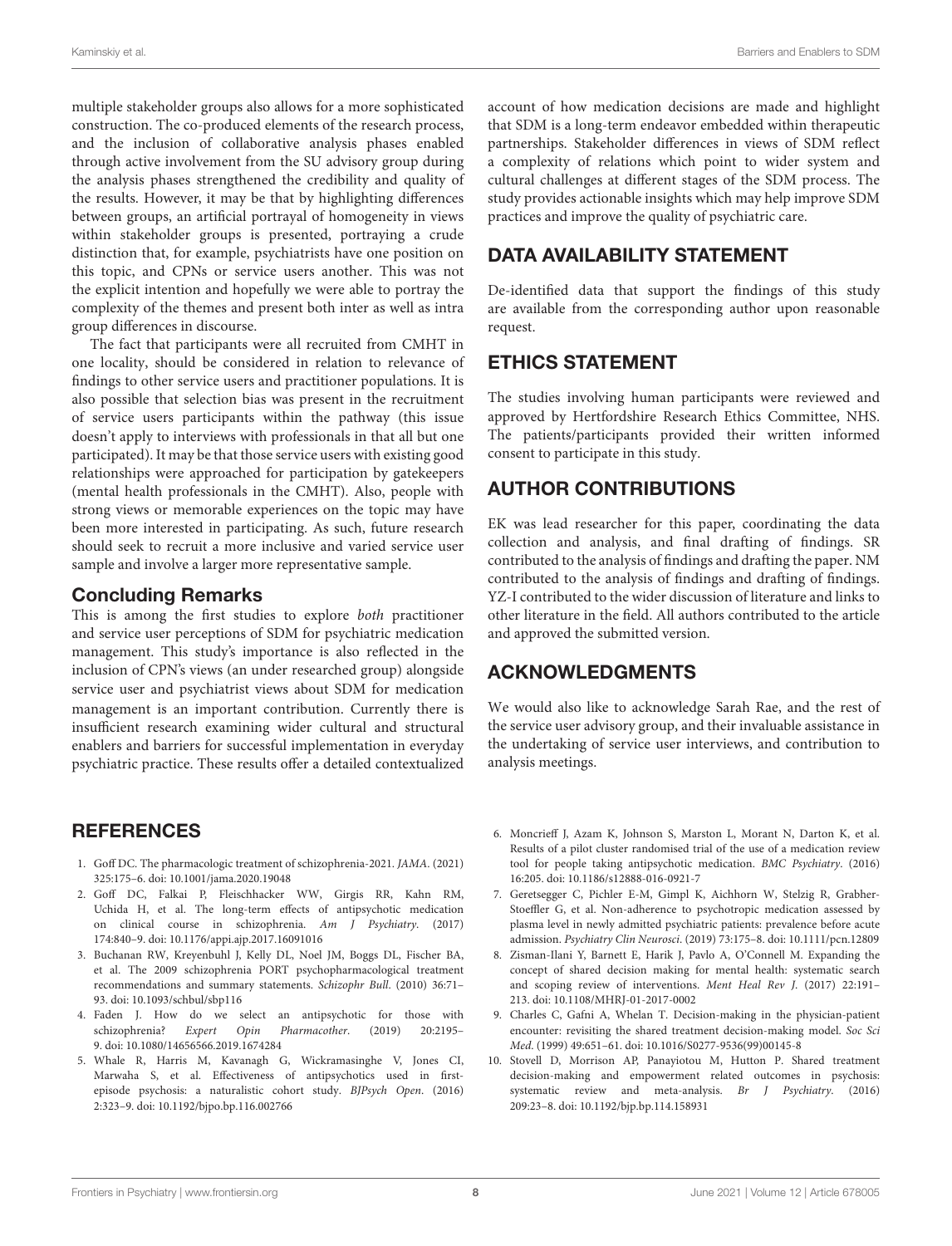multiple stakeholder groups also allows for a more sophisticated construction. The co-produced elements of the research process, and the inclusion of collaborative analysis phases enabled through active involvement from the SU advisory group during the analysis phases strengthened the credibility and quality of the results. However, it may be that by highlighting differences between groups, an artificial portrayal of homogeneity in views within stakeholder groups is presented, portraying a crude distinction that, for example, psychiatrists have one position on this topic, and CPNs or service users another. This was not the explicit intention and hopefully we were able to portray the complexity of the themes and present both inter as well as intra group differences in discourse.

The fact that participants were all recruited from CMHT in one locality, should be considered in relation to relevance of findings to other service users and practitioner populations. It is also possible that selection bias was present in the recruitment of service users participants within the pathway (this issue doesn't apply to interviews with professionals in that all but one participated). It may be that those service users with existing good relationships were approached for participation by gatekeepers (mental health professionals in the CMHT). Also, people with strong views or memorable experiences on the topic may have been more interested in participating. As such, future research should seek to recruit a more inclusive and varied service user sample and involve a larger more representative sample.

### Concluding Remarks

This is among the first studies to explore *both* practitioner and service user perceptions of SDM for psychiatric medication management. This study's importance is also reflected in the inclusion of CPN's views (an under researched group) alongside service user and psychiatrist views about SDM for medication management is an important contribution. Currently there is insufficient research examining wider cultural and structural enablers and barriers for successful implementation in everyday psychiatric practice. These results offer a detailed contextualized account of how medication decisions are made and highlight that SDM is a long-term endeavor embedded within therapeutic partnerships. Stakeholder differences in views of SDM reflect a complexity of relations which point to wider system and cultural challenges at different stages of the SDM process. The study provides actionable insights which may help improve SDM practices and improve the quality of psychiatric care.

## DATA AVAILABILITY STATEMENT

De-identified data that support the findings of this study are available from the corresponding author upon reasonable request.

## ETHICS STATEMENT

The studies involving human participants were reviewed and approved by Hertfordshire Research Ethics Committee, NHS. The patients/participants provided their written informed consent to participate in this study.

## AUTHOR CONTRIBUTIONS

EK was lead researcher for this paper, coordinating the data collection and analysis, and final drafting of findings. SR contributed to the analysis of findings and drafting the paper. NM contributed to the analysis of findings and drafting of findings. YZ-I contributed to the wider discussion of literature and links to other literature in the field. All authors contributed to the article and approved the submitted version.

## ACKNOWLEDGMENTS

We would also like to acknowledge Sarah Rae, and the rest of the service user advisory group, and their invaluable assistance in the undertaking of service user interviews, and contribution to analysis meetings.

## REFERENCES

1. Goff DC. The pharmacologic treatment of schizophrenia-2021. *JAMA*. (2021) 325:175–6. doi: 10.1001/jama.2020.19048
2. Goff DC, Falkai P, Fleischhacker WW, Girgis RR, Kahn RM, Uchida H, et al. The long-term effects of antipsychotic medication on clinical course in schizophrenia. *Am J Psychiatry*. (2017) 174:840–9. doi: 10.1176/appi.ajp.2017.16091016
3. Buchanan RW, Kreyenbuhl J, Kelly DL, Noel JM, Boggs DL, Fischer BA, et al. The 2009 schizophrenia PORT psychopharmacological treatment recommendations and summary statements. *Schizophr Bull*. (2010) 36:71–93. doi: 10.1093/schbul/sbp116
4. Faden J. How do we select an antipsychotic for those with schizophrenia? *Expert Opin Pharmacother*. (2019) 20:2195–9. doi: 10.1080/14656566.2019.1674284
5. Whale R, Harris M, Kavanagh G, Wickramasinghe V, Jones CI, Marwaha S, et al. Effectiveness of antipsychotics used in first-episode psychosis: a naturalistic cohort study. *BJPsych Open*. (2016) 2:323–9. doi: 10.1192/bjpo.bp.116.002766
6. Moncrieff J, Azam K, Johnson S, Marston L, Morant N, Darton K, et al. Results of a pilot cluster randomised trial of the use of a medication review tool for people taking antipsychotic medication. *BMC Psychiatry*. (2016) 16:205. doi: 10.1186/s12888-016-0921-7
7. Geretsegger C, Pichler E-M, Gimpl K, Aichhorn W, Stelzig R, Grabher-Stoeffler G, et al. Non-adherence to psychotropic medication assessed by plasma level in newly admitted psychiatric patients: prevalence before acute admission. *Psychiatry Clin Neurosci*. (2019) 73:175–8. doi: 10.1111/pcn.12809
8. Zisman-Ilani Y, Barnett E, Harik J, Pavlo A, O'Connell M. Expanding the concept of shared decision making for mental health: systematic search and scoping review of interventions. *Ment Heal Rev J*. (2017) 22:191–213. doi: 10.1108/MHRJ-01-2017-0002
9. Charles C, Gafni A, Whelan T. Decision-making in the physician-patient encounter: revisiting the shared treatment decision-making model. *Soc Sci Med*. (1999) 49:651–61. doi: 10.1016/S0277-9536(99)00145-8
10. Stovell D, Morrison AP, Panayiotou M, Hutton P. Shared treatment decision-making and empowerment related outcomes in psychosis: systematic review and meta-analysis. *Br J Psychiatry*. (2016) 209:23–8. doi: 10.1192/bjp.bp.114.158931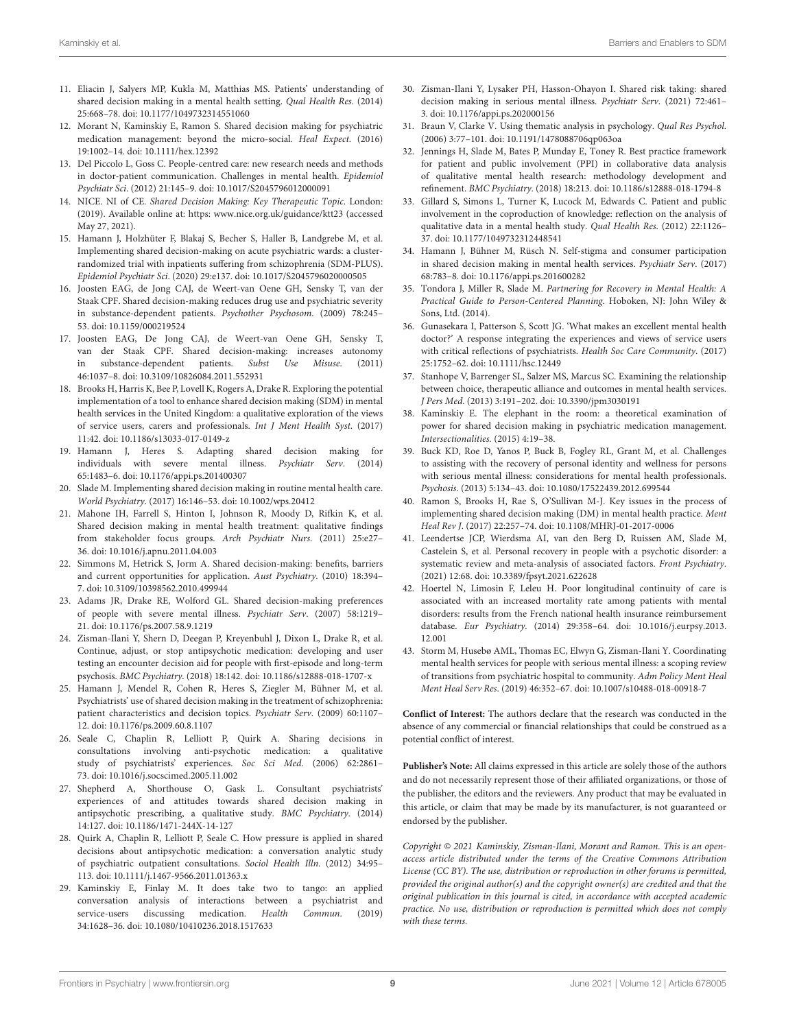11. Eliacin J, Salyers MP, Kukla M, Matthias MS. Patients' understanding of shared decision making in a mental health setting. *Qual Health Res*. (2014) 25:668–78. doi: 10.1177/1049732314551060
12. Morant N, Kaminskiy E, Ramon S. Shared decision making for psychiatric medication management: beyond the micro-social. *Heal Expect*. (2016) 19:1002–14. doi: 10.1111/hex.12392
13. Del Piccolo L, Goss C. People-centred care: new research needs and methods in doctor-patient communication. Challenges in mental health. *Epidemiol Psychiatr Sci*. (2012) 21:145–9. doi: 10.1017/S2045796012000091
14. NICE. NI of CE. *Shared Decision Making: Key Therapeutic Topic*. London: (2019). Available online at: https: www.nice.org.uk/guidance/ktt23 (accessed May 27, 2021).
15. Hamann J, Holzhüter F, Blakaj S, Becher S, Haller B, Landgrebe M, et al. Implementing shared decision-making on acute psychiatric wards: a cluster-randomized trial with inpatients suffering from schizophrenia (SDM-PLUS). *Epidemiol Psychiatr Sci*. (2020) 29:e137. doi: 10.1017/S2045796020000505
16. Joosten EAG, de Jong CAJ, de Weert-van Oene GH, Sensky T, van der Staak CPF. Shared decision-making reduces drug use and psychiatric severity in substance-dependent patients. *Psychother Psychosom*. (2009) 78:245–53. doi: 10.1159/000219524
17. Joosten EAG, De Jong CAJ, de Weert-van Oene GH, Sensky T, van der Staak CPF. Shared decision-making: increases autonomy in substance-dependent patients. *Subst Use Misuse*. (2011) 46:1037–8. doi: 10.3109/10826084.2011.552931
18. Brooks H, Harris K, Bee P, Lovell K, Rogers A, Drake R. Exploring the potential implementation of a tool to enhance shared decision making (SDM) in mental health services in the United Kingdom: a qualitative exploration of the views of service users, carers and professionals. *Int J Ment Health Syst*. (2017) 11:42. doi: 10.1186/s13033-017-0149-z
19. Hamann J, Heres S. Adapting shared decision making for individuals with severe mental illness. *Psychiatr Serv*. (2014) 65:1483–6. doi: 10.1176/appi.ps.201400307
20. Slade M. Implementing shared decision making in routine mental health care. *World Psychiatry*. (2017) 16:146–53. doi: 10.1002/wps.20412
21. Mahone IH, Farrell S, Hinton I, Johnson R, Moody D, Rifkin K, et al. Shared decision making in mental health treatment: qualitative findings from stakeholder focus groups. *Arch Psychiatr Nurs*. (2011) 25:e27–36. doi: 10.1016/j.apnu.2011.04.003
22. Simmons M, Hetrick S, Jorm A. Shared decision-making: benefits, barriers and current opportunities for application. *Aust Psychiatry*. (2010) 18:394–7. doi: 10.3109/10398562.2010.499944
23. Adams JR, Drake RE, Wolford GL. Shared decision-making preferences of people with severe mental illness. *Psychiatr Serv*. (2007) 58:1219–21. doi: 10.1176/ps.2007.58.9.1219
24. Zisman-Ilani Y, Shern D, Deegan P, Kreyenbuhl J, Dixon L, Drake R, et al. Continue, adjust, or stop antipsychotic medication: developing and user testing an encounter decision aid for people with first-episode and long-term psychosis. *BMC Psychiatry*. (2018) 18:142. doi: 10.1186/s12888-018-1707-x
25. Hamann J, Mendel R, Cohen R, Heres S, Ziegler M, Bühner M, et al. Psychiatrists' use of shared decision making in the treatment of schizophrenia: patient characteristics and decision topics. *Psychiatr Serv*. (2009) 60:1107–12. doi: 10.1176/ps.2009.60.8.1107
26. Seale C, Chaplin R, Lelliott P, Quirk A. Sharing decisions in consultations involving anti-psychotic medication: a qualitative study of psychiatrists' experiences. *Soc Sci Med*. (2006) 62:2861–73. doi: 10.1016/j.socscimed.2005.11.002
27. Shepherd A, Shorthouse O, Gask L. Consultant psychiatrists' experiences of and attitudes towards shared decision making in antipsychotic prescribing, a qualitative study. *BMC Psychiatry*. (2014) 14:127. doi: 10.1186/1471-244X-14-127
28. Quirk A, Chaplin R, Lelliott P, Seale C. How pressure is applied in shared decisions about antipsychotic medication: a conversation analytic study of psychiatric outpatient consultations. *Sociol Health Illn*. (2012) 34:95–113. doi: 10.1111/j.1467-9566.2011.01363.x
29. Kaminskiy E, Finlay M. It does take two to tango: an applied conversation analysis of interactions between a psychiatrist and service-users discussing medication. *Health Commun*. (2019) 34:1628–36. doi: 10.1080/10410236.2018.1517633
30. Zisman-Ilani Y, Lysaker PH, Hasson-Ohayon I. Shared risk taking: shared decision making in serious mental illness. *Psychiatr Serv*. (2021) 72:461–3. doi: 10.1176/appi.ps.202000156
31. Braun V, Clarke V. Using thematic analysis in psychology. *Qual Res Psychol*. (2006) 3:77–101. doi: 10.1191/1478088706qp063oa
32. Jennings H, Slade M, Bates P, Munday E, Toney R. Best practice framework for patient and public involvement (PPI) in collaborative data analysis of qualitative mental health research: methodology development and refinement. *BMC Psychiatry*. (2018) 18:213. doi: 10.1186/s12888-018-1794-8
33. Gillard S, Simons L, Turner K, Lucock M, Edwards C. Patient and public involvement in the coproduction of knowledge: reflection on the analysis of qualitative data in a mental health study. *Qual Health Res*. (2012) 22:1126–37. doi: 10.1177/1049732312448541
34. Hamann J, Bühner M, Rüsch N. Self-stigma and consumer participation in shared decision making in mental health services. *Psychiatr Serv*. (2017) 68:783–8. doi: 10.1176/appi.ps.201600282
35. Tondora J, Miller R, Slade M. *Partnering for Recovery in Mental Health: A Practical Guide to Person-Centered Planning*. Hoboken, NJ: John Wiley & Sons, Ltd. (2014).
36. Gunasekara I, Patterson S, Scott JG. 'What makes an excellent mental health doctor?' A response integrating the experiences and views of service users with critical reflections of psychiatrists. *Health Soc Care Community*. (2017) 25:1752–62. doi: 10.1111/hsc.12449
37. Stanhope V, Barrenger SL, Salzer MS, Marcus SC. Examining the relationship between choice, therapeutic alliance and outcomes in mental health services. *J Pers Med*. (2013) 3:191–202. doi: 10.3390/jpm3030191
38. Kaminskiy E. The elephant in the room: a theoretical examination of power for shared decision making in psychiatric medication management. *Intersectionalities*. (2015) 4:19–38.
39. Buck KD, Roe D, Yanos P, Buck B, Fogley RL, Grant M, et al. Challenges to assisting with the recovery of personal identity and wellness for persons with serious mental illness: considerations for mental health professionals. *Psychosis*. (2013) 5:134–43. doi: 10.1080/17522439.2012.699544
40. Ramon S, Brooks H, Rae S, O'Sullivan M-J. Key issues in the process of implementing shared decision making (DM) in mental health practice. *Ment Heal Rev J*. (2017) 22:257–74. doi: 10.1108/MHRJ-01-2017-0006
41. Leendertse JCP, Wierdsma AI, van den Berg D, Ruissen AM, Slade M, Castelein S, et al. Personal recovery in people with a psychotic disorder: a systematic review and meta-analysis of associated factors. *Front Psychiatry*. (2021) 12:68. doi: 10.3389/fpsyt.2021.622628
42. Hoertel N, Limosin F, Leleu H. Poor longitudinal continuity of care is associated with an increased mortality rate among patients with mental disorders: results from the French national health insurance reimbursement database. *Eur Psychiatry*. (2014) 29:358–64. doi: 10.1016/j.eurpsy.2013.12.001
43. Storm M, Husebø AML, Thomas EC, Elwyn G, Zisman-Ilani Y. Coordinating mental health services for people with serious mental illness: a scoping review of transitions from psychiatric hospital to community. *Adm Policy Ment Heal Ment Heal Serv Res*. (2019) 46:352–67. doi: 10.1007/s10488-018-00918-7

**Conflict of Interest:** The authors declare that the research was conducted in the absence of any commercial or financial relationships that could be construed as a potential conflict of interest.

**Publisher's Note:** All claims expressed in this article are solely those of the authors and do not necessarily represent those of their affiliated organizations, or those of the publisher, the editors and the reviewers. Any product that may be evaluated in this article, or claim that may be made by its manufacturer, is not guaranteed or endorsed by the publisher.

*Copyright © 2021 Kaminskiy, Zisman-Ilani, Morant and Ramon. This is an open-access article distributed under the terms of the Creative Commons Attribution License (CC BY). The use, distribution or reproduction in other forums is permitted, provided the original author(s) and the copyright owner(s) are credited and that the original publication in this journal is cited, in accordance with accepted academic practice. No use, distribution or reproduction is permitted which does not comply with these terms.*